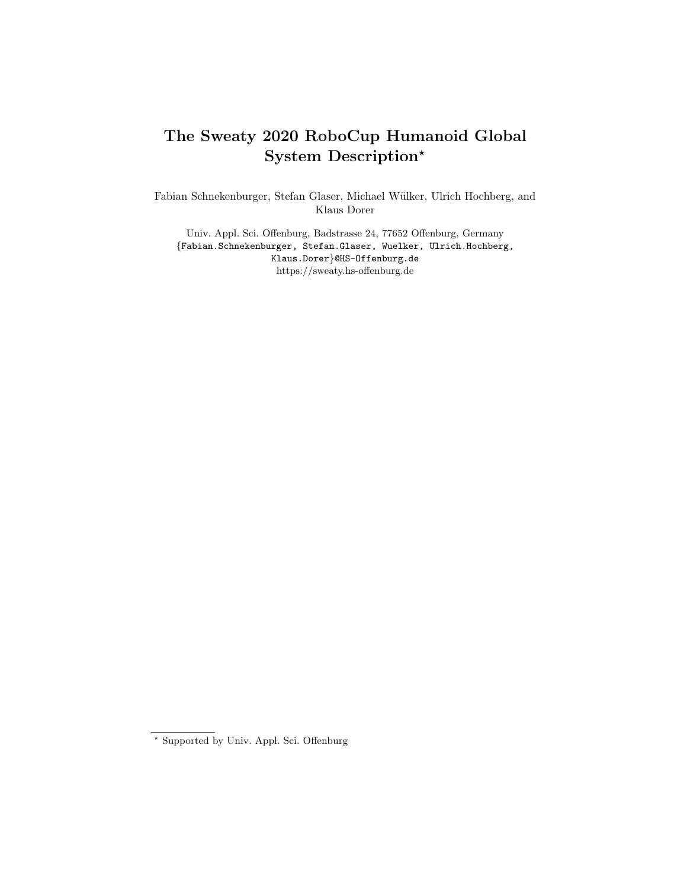# The Sweaty 2020 RoboCup Humanoid Global System Description*

Fabian Schnekenburger, Stefan Glaser, Michael Wülker, Ulrich Hochberg, and Klaus Dorer

Univ. Appl. Sci. Offenburg, Badstrasse 24, 77652 Offenburg, Germany
{Fabian.Schnekenburger, Stefan.Glaser, Wuelker, Ulrich.Hochberg, Klaus.Dorer}@HS-Offenburg.de
https://sweaty.hs-offenburg.de

* Supported by Univ. Appl. Sci. Offenburg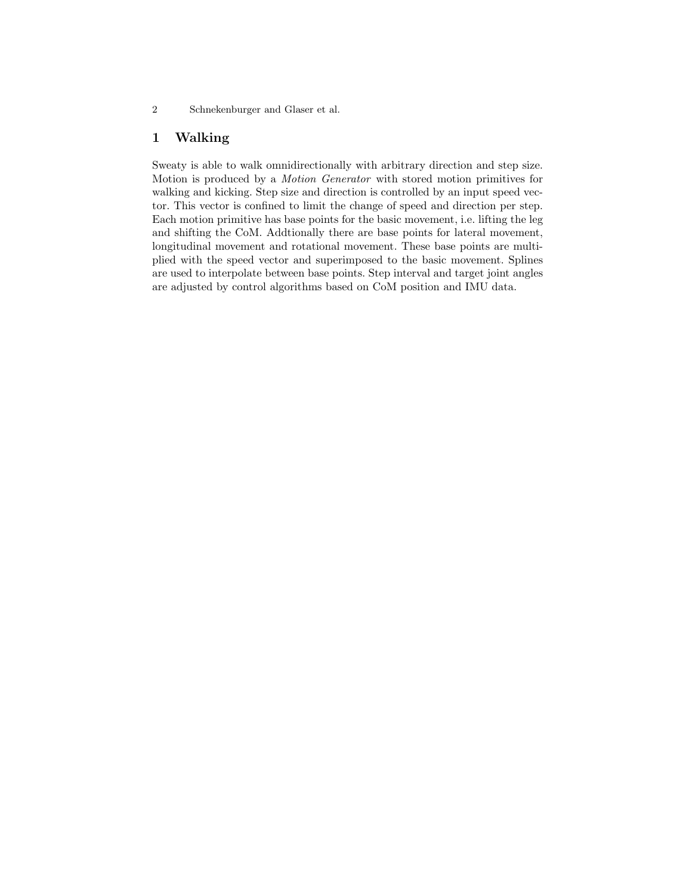# 1 Walking

Sweaty is able to walk omnidirectionally with arbitrary direction and step size. Motion is produced by a *Motion Generator* with stored motion primitives for walking and kicking. Step size and direction is controlled by an input speed vector. This vector is confined to limit the change of speed and direction per step. Each motion primitive has base points for the basic movement, i.e. lifting the leg and shifting the CoM. Addtionally there are base points for lateral movement, longitudinal movement and rotational movement. These base points are multiplied with the speed vector and superimposed to the basic movement. Splines are used to interpolate between base points. Step interval and target joint angles are adjusted by control algorithms based on CoM position and IMU data.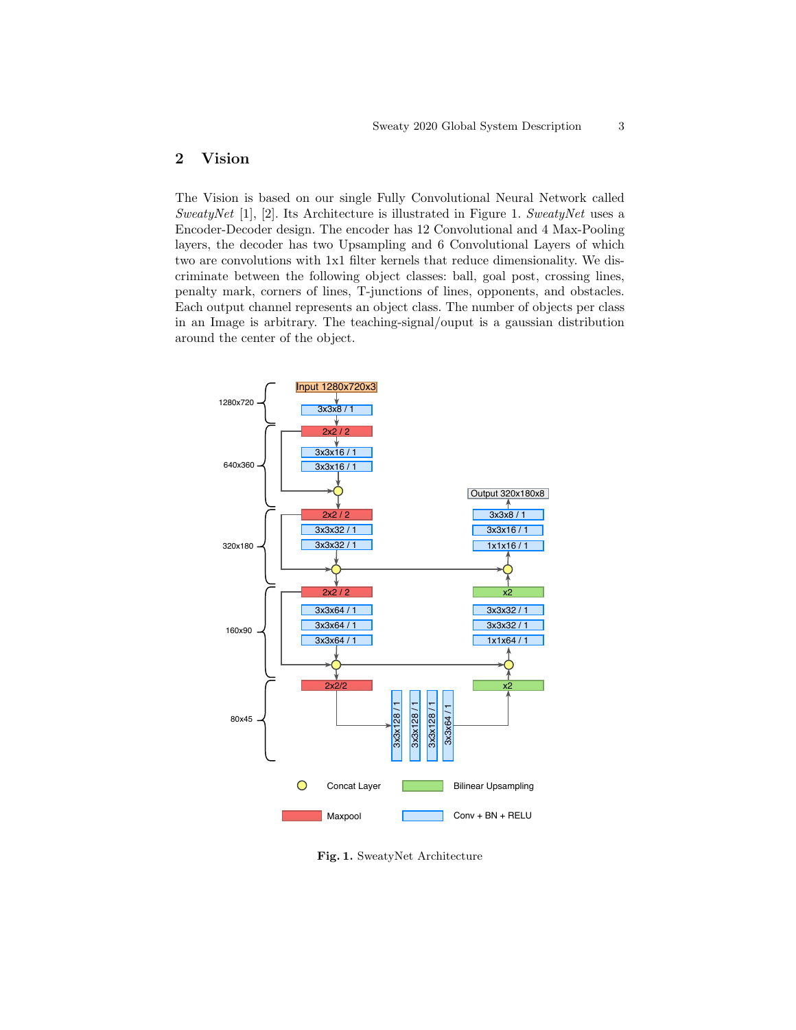## 2 Vision

The Vision is based on our single Fully Convolutional Neural Network called *SweatyNet* [1], [2]. Its Architecture is illustrated in Figure 1. *SweatyNet* uses a Encoder-Decoder design. The encoder has 12 Convolutional and 4 Max-Pooling layers, the decoder has two Upsampling and 6 Convolutional Layers of which two are convolutions with 1x1 filter kernels that reduce dimensionality. We discriminate between the following object classes: ball, goal post, crossing lines, penalty mark, corners of lines, T-junctions of lines, opponents, and obstacles. Each output channel represents an object class. The number of objects per class in an Image is arbitrary. The teaching-signal/ouput is a gaussian distribution around the center of the object.

**Fig. 1.** SweatyNet Architecture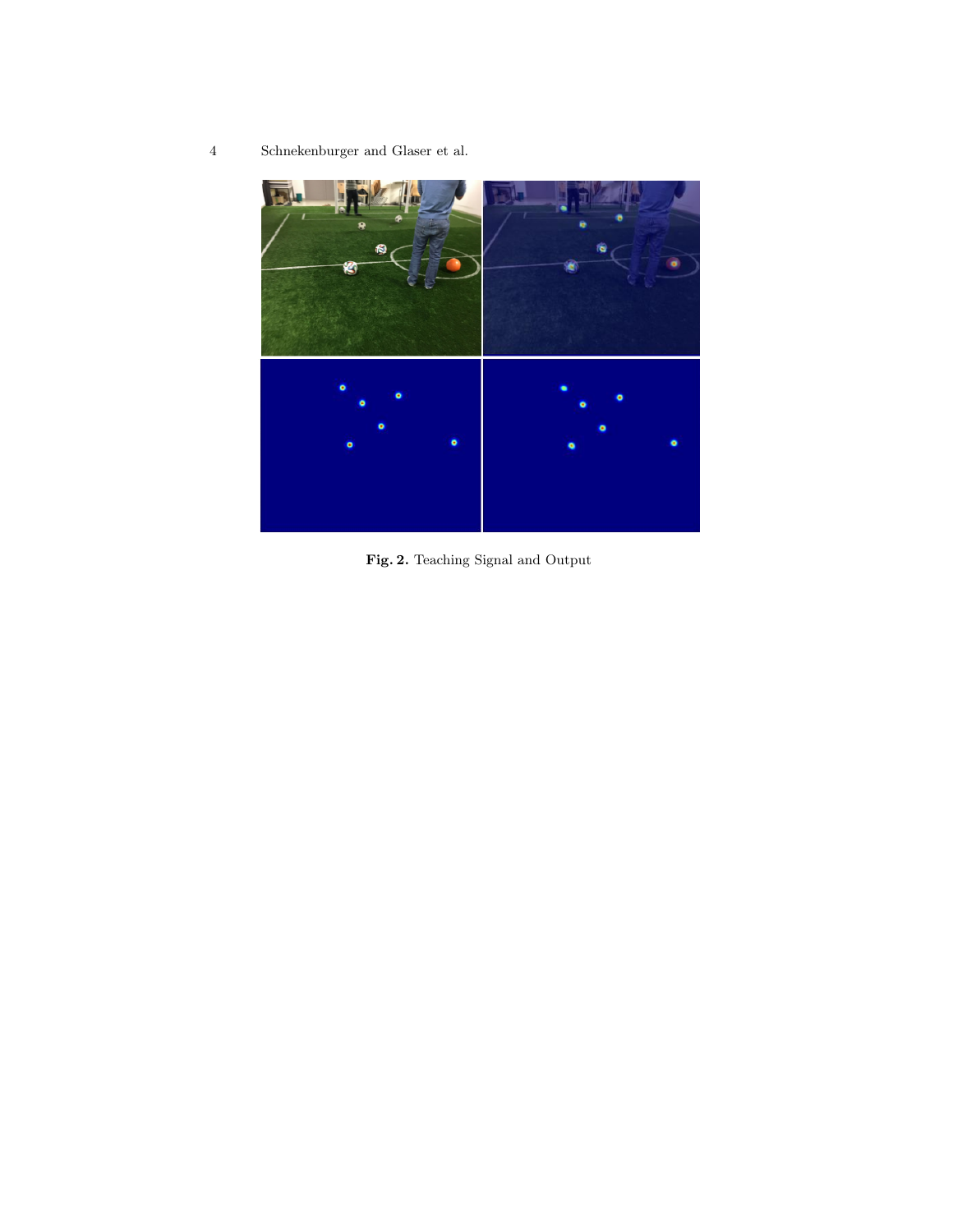**Fig. 2.** Teaching Signal and Output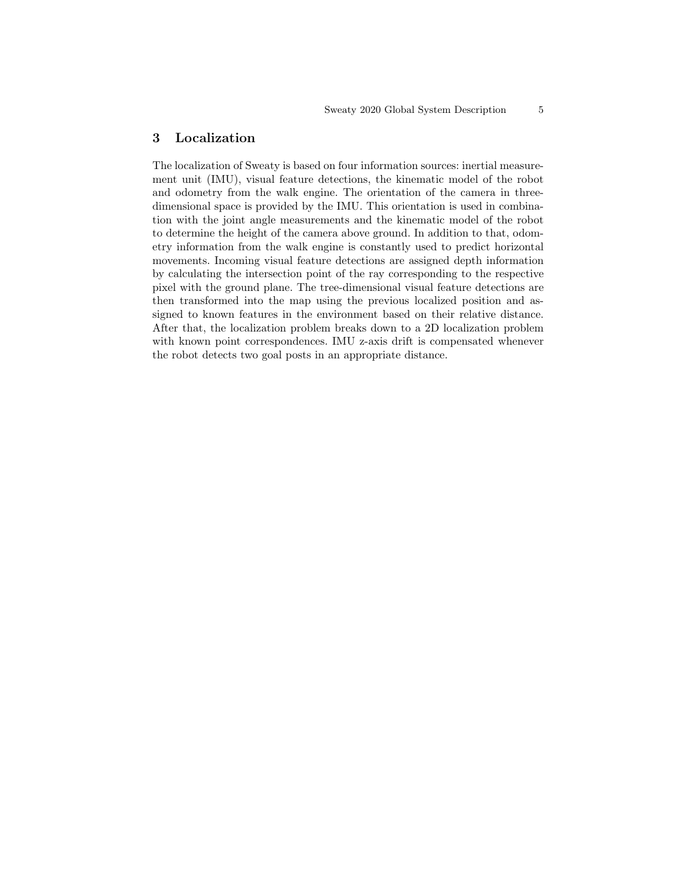# 3 Localization

The localization of Sweaty is based on four information sources: inertial measurement unit (IMU), visual feature detections, the kinematic model of the robot and odometry from the walk engine. The orientation of the camera in three-dimensional space is provided by the IMU. This orientation is used in combination with the joint angle measurements and the kinematic model of the robot to determine the height of the camera above ground. In addition to that, odometry information from the walk engine is constantly used to predict horizontal movements. Incoming visual feature detections are assigned depth information by calculating the intersection point of the ray corresponding to the respective pixel with the ground plane. The tree-dimensional visual feature detections are then transformed into the map using the previous localized position and assigned to known features in the environment based on their relative distance. After that, the localization problem breaks down to a 2D localization problem with known point correspondences. IMU z-axis drift is compensated whenever the robot detects two goal posts in an appropriate distance.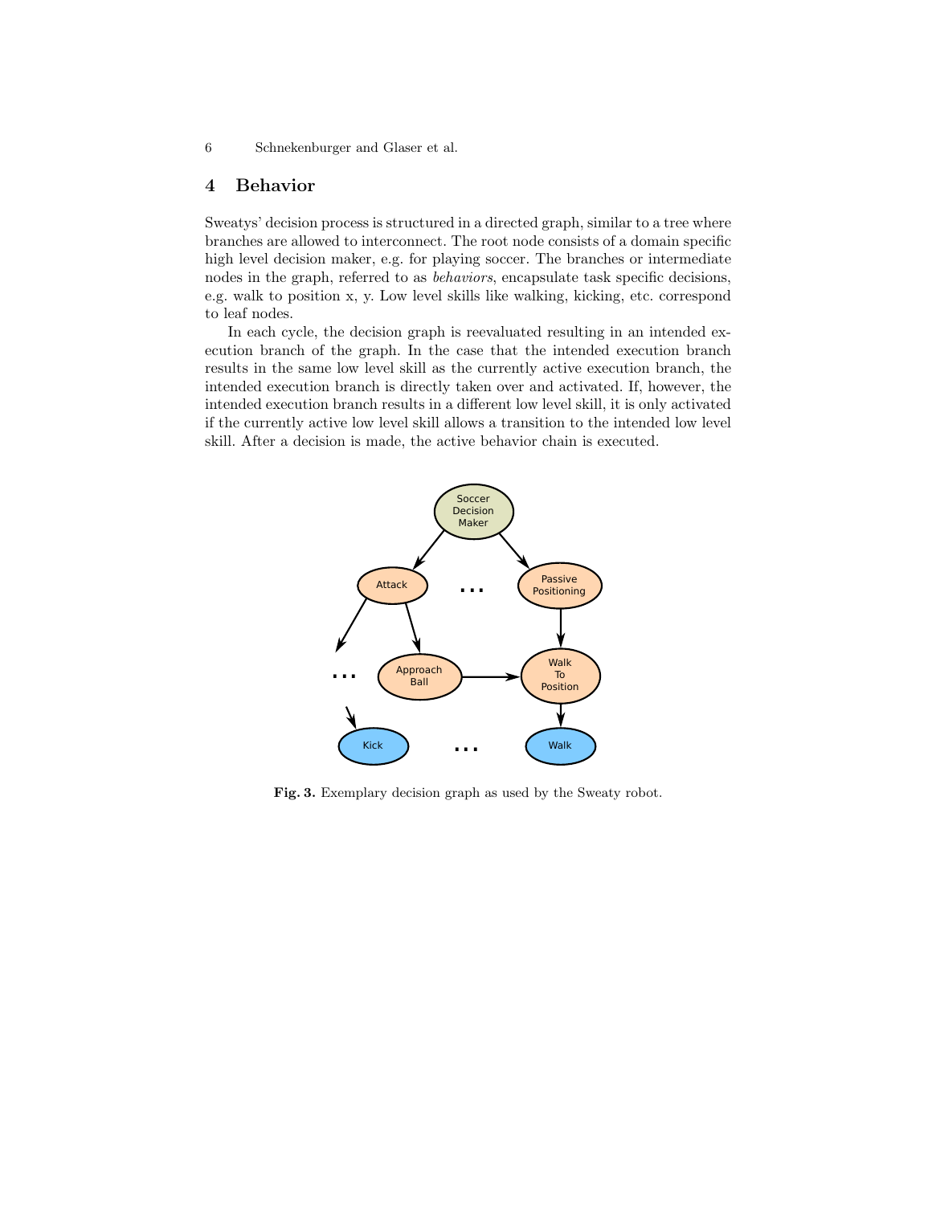## 4 Behavior

Sweatys' decision process is structured in a directed graph, similar to a tree where branches are allowed to interconnect. The root node consists of a domain specific high level decision maker, e.g. for playing soccer. The branches or intermediate nodes in the graph, referred to as *behaviors*, encapsulate task specific decisions, e.g. walk to position x, y. Low level skills like walking, kicking, etc. correspond to leaf nodes.

In each cycle, the decision graph is reevaluated resulting in an intended execution branch of the graph. In the case that the intended execution branch results in the same low level skill as the currently active execution branch, the intended execution branch is directly taken over and activated. If, however, the intended execution branch results in a different low level skill, it is only activated if the currently active low level skill allows a transition to the intended low level skill. After a decision is made, the active behavior chain is executed.

**Fig. 3.** Exemplary decision graph as used by the Sweaty robot.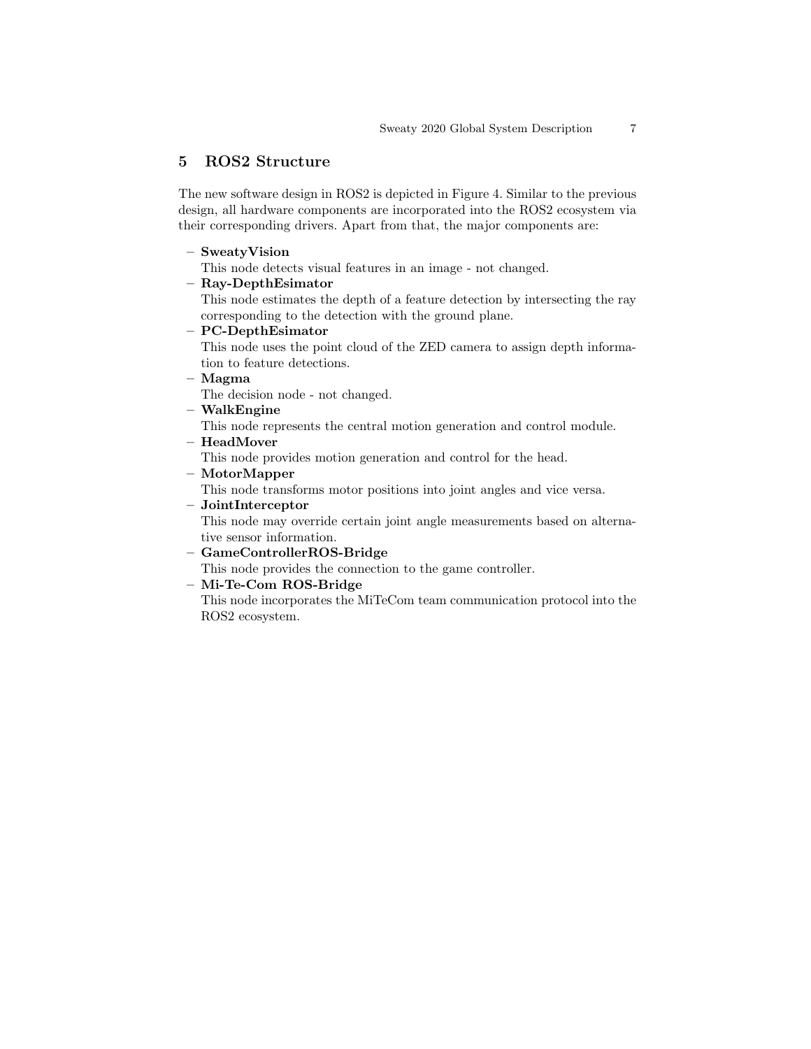## 5 ROS2 Structure

The new software design in ROS2 is depicted in Figure 4. Similar to the previous design, all hardware components are incorporated into the ROS2 ecosystem via their corresponding drivers. Apart from that, the major components are:

- **SweatyVision**
  This node detects visual features in an image - not changed.
- **Ray-DepthEsimator**
  This node estimates the depth of a feature detection by intersecting the ray corresponding to the detection with the ground plane.
- **PC-DepthEsimator**
  This node uses the point cloud of the ZED camera to assign depth information to feature detections.
- **Magma**
  The decision node - not changed.
- **WalkEngine**
  This node represents the central motion generation and control module.
- **HeadMover**
  This node provides motion generation and control for the head.
- **MotorMapper**
  This node transforms motor positions into joint angles and vice versa.
- **JointInterceptor**
  This node may override certain joint angle measurements based on alternative sensor information.
- **GameControllerROS-Bridge**
  This node provides the connection to the game controller.
- **Mi-Te-Com ROS-Bridge**
  This node incorporates the MiTeCom team communication protocol into the ROS2 ecosystem.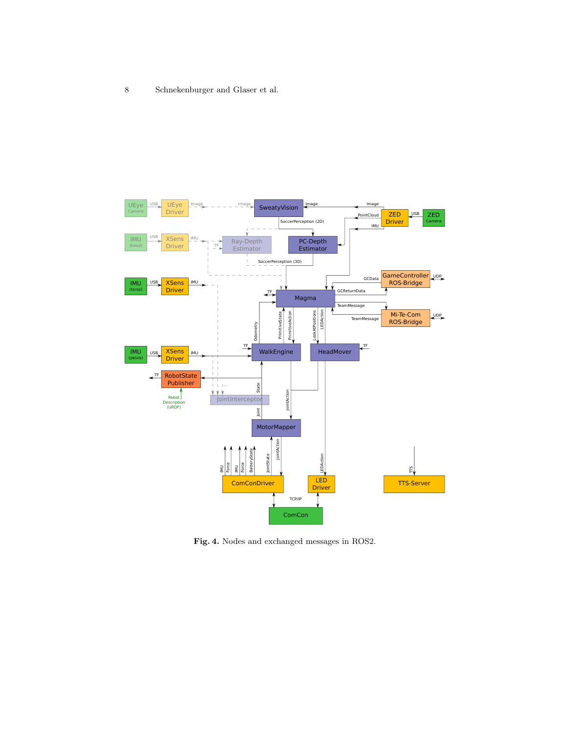Fig. 4. Nodes and exchanged messages in ROS2.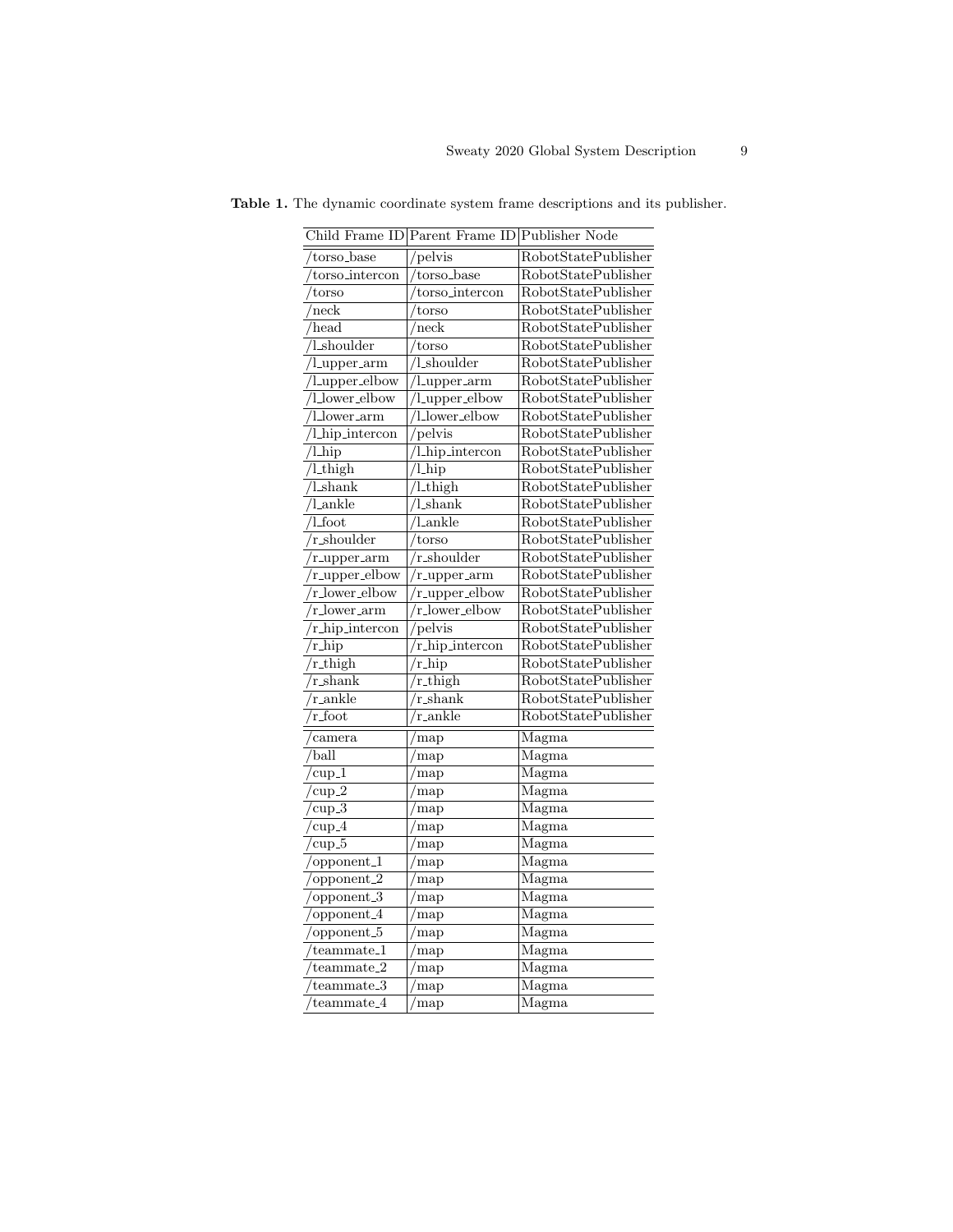**Table 1.** The dynamic coordinate system frame descriptions and its publisher.

| Child Frame ID | Parent Frame ID | Publisher Node |
|---|---|---|
| /torso_base | /pelvis | RobotStatePublisher |
| /torso_intercon | /torso_base | RobotStatePublisher |
| /torso | /torso_intercon | RobotStatePublisher |
| /neck | /torso | RobotStatePublisher |
| /head | /neck | RobotStatePublisher |
| /l_shoulder | /torso | RobotStatePublisher |
| /l_upper_arm | /l_shoulder | RobotStatePublisher |
| /l_upper_elbow | /l_upper_arm | RobotStatePublisher |
| /l_lower_elbow | /l_upper_elbow | RobotStatePublisher |
| /l_lower_arm | /l_lower_elbow | RobotStatePublisher |
| /l_hip_intercon | /pelvis | RobotStatePublisher |
| /l_hip | /l_hip_intercon | RobotStatePublisher |
| /l_thigh | /l_hip | RobotStatePublisher |
| /l_shank | /l_thigh | RobotStatePublisher |
| /l_ankle | /l_shank | RobotStatePublisher |
| /l_foot | /l_ankle | RobotStatePublisher |
| /r_shoulder | /torso | RobotStatePublisher |
| /r_upper_arm | /r_shoulder | RobotStatePublisher |
| /r_upper_elbow | /r_upper_arm | RobotStatePublisher |
| /r_lower_elbow | /r_upper_elbow | RobotStatePublisher |
| /r_lower_arm | /r_lower_elbow | RobotStatePublisher |
| /r_hip_intercon | /pelvis | RobotStatePublisher |
| /r_hip | /r_hip_intercon | RobotStatePublisher |
| /r_thigh | /r_hip | RobotStatePublisher |
| /r_shank | /r_thigh | RobotStatePublisher |
| /r_ankle | /r_shank | RobotStatePublisher |
| /r_foot | /r_ankle | RobotStatePublisher |
| /camera | /map | Magma |
| /ball | /map | Magma |
| /cup_1 | /map | Magma |
| /cup_2 | /map | Magma |
| /cup_3 | /map | Magma |
| /cup_4 | /map | Magma |
| /cup_5 | /map | Magma |
| /opponent_1 | /map | Magma |
| /opponent_2 | /map | Magma |
| /opponent_3 | /map | Magma |
| /opponent_4 | /map | Magma |
| /opponent_5 | /map | Magma |
| /teammate_1 | /map | Magma |
| /teammate_2 | /map | Magma |
| /teammate_3 | /map | Magma |
| /teammate_4 | /map | Magma |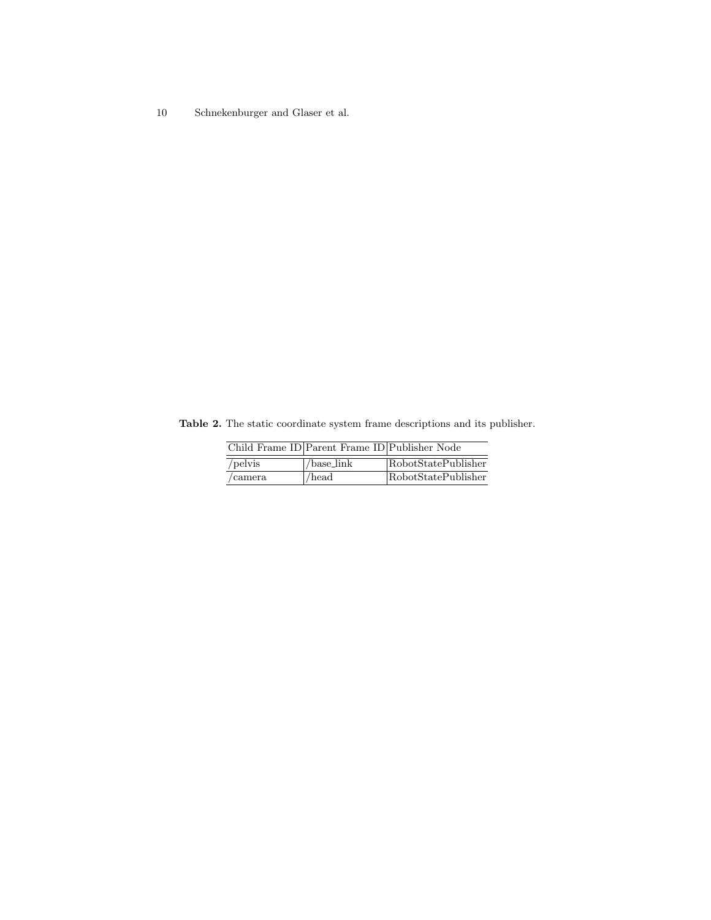**Table 2.** The static coordinate system frame descriptions and its publisher.

| Child Frame ID | Parent Frame ID | Publisher Node |
| --- | --- | --- |
| /pelvis | /base_link | RobotStatePublisher |
| /camera | /head | RobotStatePublisher |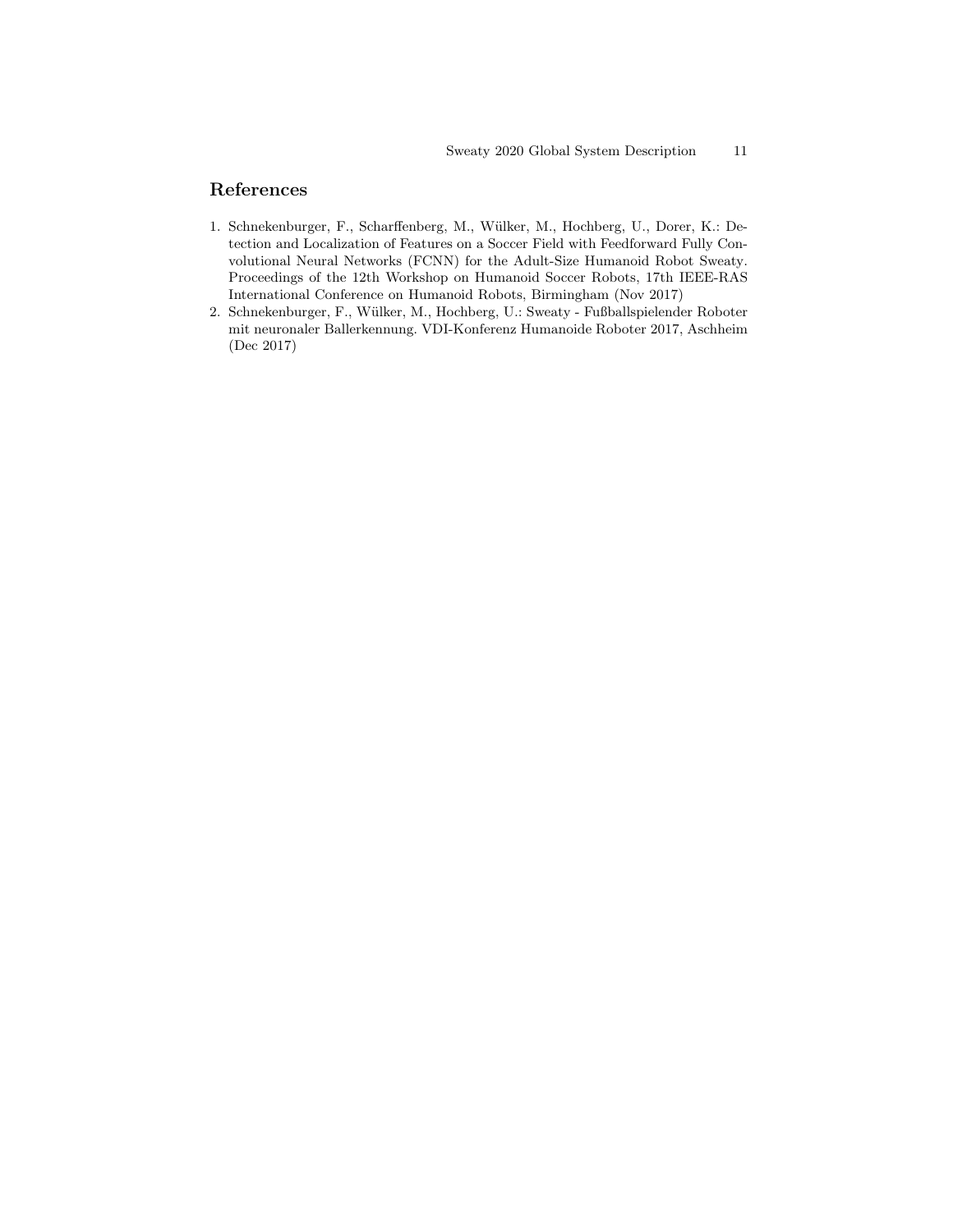## References

1. Schnekenburger, F., Scharffenberg, M., Wülker, M., Hochberg, U., Dorer, K.: Detection and Localization of Features on a Soccer Field with Feedforward Fully Convolutional Neural Networks (FCNN) for the Adult-Size Humanoid Robot Sweaty. Proceedings of the 12th Workshop on Humanoid Soccer Robots, 17th IEEE-RAS International Conference on Humanoid Robots, Birmingham (Nov 2017)
2. Schnekenburger, F., Wülker, M., Hochberg, U.: Sweaty - Fußballspielender Roboter mit neuronaler Ballerkennung. VDI-Konferenz Humanoide Roboter 2017, Aschheim (Dec 2017)